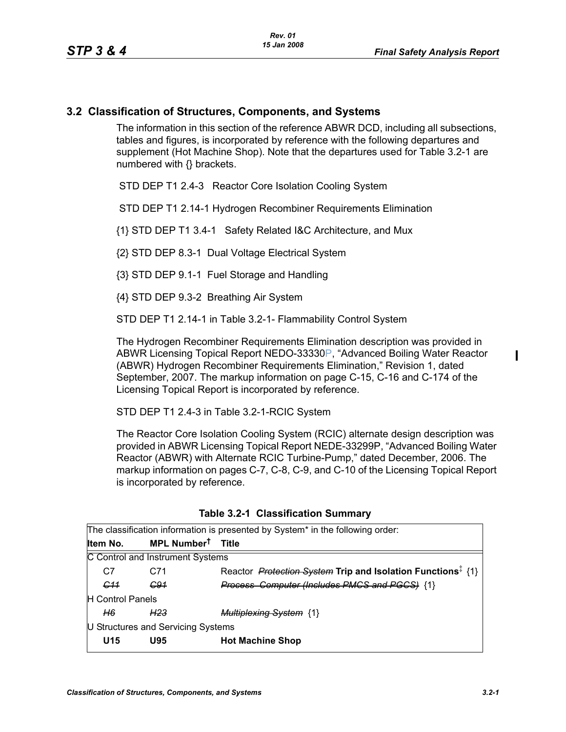## 3.2 Classification of Structures, Components, and Systems

The information in this section of the reference ABWR DCD, including all subsections, tables and figures, is incorporated by reference with the following departures and supplement (Hot Machine Shop). Note that the departures used for Table 3.2-1 are numbered with {} brackets.

STD DEP T1 2.4-3 Reactor Core Isolation Cooling System

STD DEP T1 2.14-1 Hydrogen Recombiner Requirements Elimination

{1} STD DEP T1 3.4-1 Safety Related I&C Architecture, and Mux

{2} STD DEP 8.3-1 Dual Voltage Electrical System

{3} STD DEP 9.1-1 Fuel Storage and Handling

{4} STD DEP 9.3-2 Breathing Air System

STD DEP T1 2.14-1 in Table 3.2-1- Flammability Control System

The Hydrogen Recombiner Requirements Elimination description was provided in ABWR Licensing Topical Report NEDO-33330P, "Advanced Boiling Water Reactor (ABWR) Hydrogen Recombiner Requirements Elimination," Revision 1, dated September, 2007. The markup information on page C-15, C-16 and C-174 of the Licensing Topical Report is incorporated by reference.

STD DEP T1 2.4-3 in Table 3.2-1-RCIC System

The Reactor Core Isolation Cooling System (RCIC) alternate design description was provided in ABWR Licensing Topical Report NEDE-33299P, "Advanced Boiling Water Reactor (ABWR) with Alternate RCIC Turbine-Pump," dated December, 2006. The markup information on pages C-7, C-8, C-9, and C-10 of the Licensing Topical Report is incorporated by reference.

**Table 3.2-1 Classification Summary**

The classification information is presented by System* in the following order:

| Item No. | MPL Number† | Title |
|---|---|---|
| C Control and Instrument Systems | | |
| C7 | C71 | Reactor ~~*Protection System*~~ **Trip and Isolation Functions**‡ {1} |
| ~~*C11*~~ | ~~*C91*~~ | ~~*Process Computer (Includes PMCS and PGCS)*~~ {1} |
| H Control Panels | | |
| ~~*H6*~~ | ~~*H23*~~ | ~~*Multiplexing System*~~ {1} |
| U Structures and Servicing Systems | | |
| **U15** | **U95** | **Hot Machine Shop** |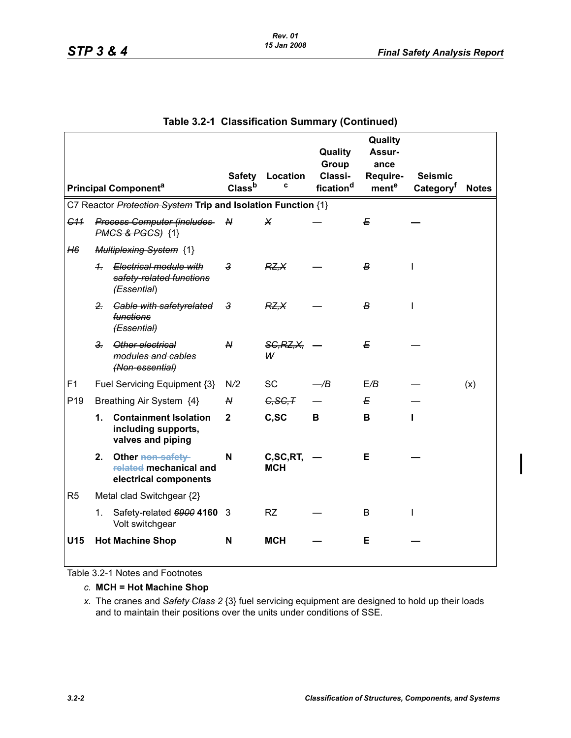# Table 3.2-1 Classification Summary (Continued)

| Principal Component[a] | | | Safety Class[b] | Location c | Quality Group Classification[d] | Quality Assurance Requirement[e] | Seismic Category[f] | Notes |
|---|---|---|---|---|---|---|---|---|
| C7 Reactor ~~*Protection System*~~ **Trip and Isolation Function** {1} | | | | | | | | |
| ~~*C11*~~ | ~~*Process Computer (includes PMCS & PGCS)*~~ {1} | | ~~*N*~~ | ~~*X*~~ | — | ~~*E*~~ | — | |
| ~~*H6*~~ | ~~*Multiplexing System*~~ {1} | | | | | | | |
| | ~~*1.*~~ | ~~*Electrical module with safety-related functions (Essential)*~~ | ~~*3*~~ | ~~*RZ,X*~~ | — | ~~*B*~~ | I | |
| | ~~*2.*~~ | ~~*Cable with safetyrelated functions (Essential)*~~ | ~~*3*~~ | ~~*RZ,X*~~ | — | ~~*B*~~ | I | |
| | ~~*3.*~~ | ~~*Other electrical modules and cables (Non-essential)*~~ | ~~*N*~~ | ~~*SC,RZ,X, W*~~ | — | ~~*E*~~ | — | |
| F1 | Fuel Servicing Equipment {3} | | N/~~*2*~~ | SC | —/~~*B*~~ | E/~~*B*~~ | — | (x) |
| P19 | Breathing Air System {4} | | ~~*N*~~ | ~~*C,SC,T*~~ | — | ~~*E*~~ | — | |
| | **1.** | **Containment Isolation including supports, valves and piping** | **2** | **C,SC** | **B** | **B** | **I** | |
| | **2.** | **Other** ~~non-safety-related~~ **mechanical and electrical components** | **N** | **C,SC,RT, MCH** | **—** | **E** | **—** | |
| R5 | Metal clad Switchgear {2} | | | | | | | |
| | 1. | Safety-related ~~*6900*~~ **4160** Volt switchgear | 3 | RZ | — | B | I | |
| **U15** | **Hot Machine Shop** | | **N** | **MCH** | **—** | **E** | **—** | |

Table 3.2-1 Notes and Footnotes

*c.* **MCH = Hot Machine Shop**

*x.* The cranes and ~~*Safety Class 2*~~ {3} fuel servicing equipment are designed to hold up their loads and to maintain their positions over the units under conditions of SSE.